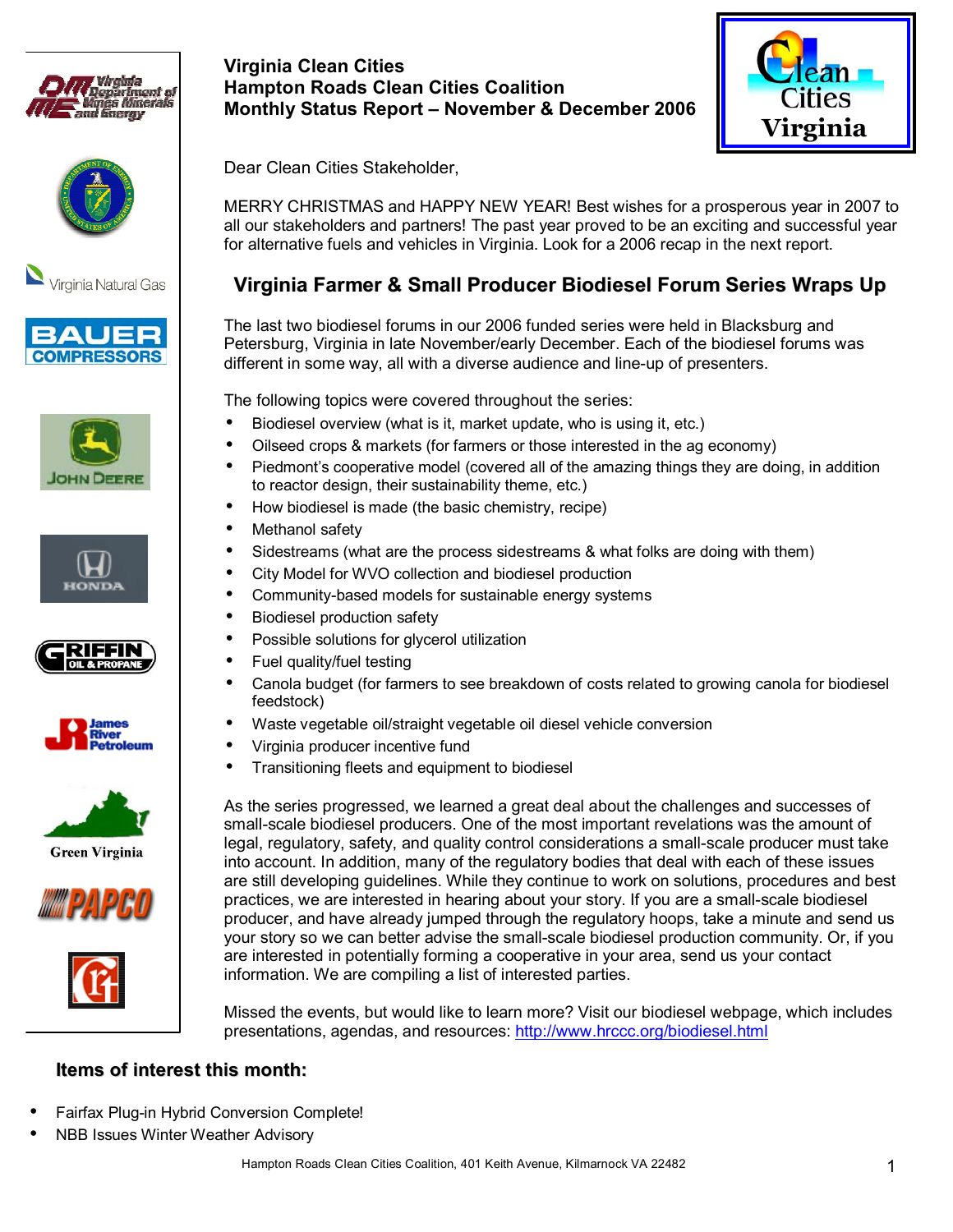# Virginia Clean Cities
# Hampton Roads Clean Cities Coalition
# Monthly Status Report – November & December 2006

Dear Clean Cities Stakeholder,

MERRY CHRISTMAS and HAPPY NEW YEAR! Best wishes for a prosperous year in 2007 to all our stakeholders and partners! The past year proved to be an exciting and successful year for alternative fuels and vehicles in Virginia. Look for a 2006 recap in the next report.

## Virginia Farmer & Small Producer Biodiesel Forum Series Wraps Up

The last two biodiesel forums in our 2006 funded series were held in Blacksburg and Petersburg, Virginia in late November/early December. Each of the biodiesel forums was different in some way, all with a diverse audience and line-up of presenters.

The following topics were covered throughout the series:

- Biodiesel overview (what is it, market update, who is using it, etc.)
- Oilseed crops & markets (for farmers or those interested in the ag economy)
- Piedmont's cooperative model (covered all of the amazing things they are doing, in addition to reactor design, their sustainability theme, etc.)
- How biodiesel is made (the basic chemistry, recipe)
- Methanol safety
- Sidestreams (what are the process sidestreams & what folks are doing with them)
- City Model for WVO collection and biodiesel production
- Community-based models for sustainable energy systems
- Biodiesel production safety
- Possible solutions for glycerol utilization
- Fuel quality/fuel testing
- Canola budget (for farmers to see breakdown of costs related to growing canola for biodiesel feedstock)
- Waste vegetable oil/straight vegetable oil diesel vehicle conversion
- Virginia producer incentive fund
- Transitioning fleets and equipment to biodiesel

As the series progressed, we learned a great deal about the challenges and successes of small-scale biodiesel producers. One of the most important revelations was the amount of legal, regulatory, safety, and quality control considerations a small-scale producer must take into account. In addition, many of the regulatory bodies that deal with each of these issues are still developing guidelines. While they continue to work on solutions, procedures and best practices, we are interested in hearing about your story. If you are a small-scale biodiesel producer, and have already jumped through the regulatory hoops, take a minute and send us your story so we can better advise the small-scale biodiesel production community. Or, if you are interested in potentially forming a cooperative in your area, send us your contact information. We are compiling a list of interested parties.

Missed the events, but would like to learn more? Visit our biodiesel webpage, which includes presentations, agendas, and resources: http://www.hrccc.org/biodiesel.html

### Items of interest this month:

- Fairfax Plug-in Hybrid Conversion Complete!
- NBB Issues Winter Weather Advisory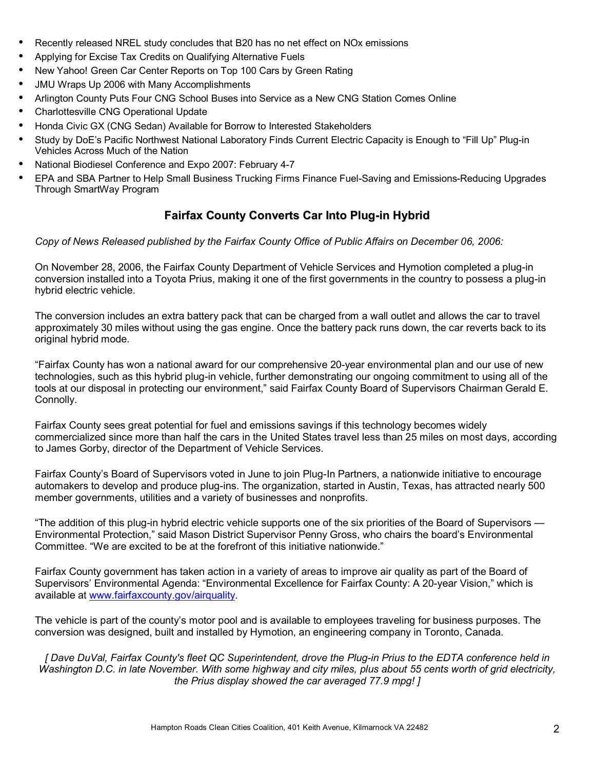- Recently released NREL study concludes that B20 has no net effect on NOx emissions
- Applying for Excise Tax Credits on Qualifying Alternative Fuels
- New Yahoo! Green Car Center Reports on Top 100 Cars by Green Rating
- JMU Wraps Up 2006 with Many Accomplishments
- Arlington County Puts Four CNG School Buses into Service as a New CNG Station Comes Online
- Charlottesville CNG Operational Update
- Honda Civic GX (CNG Sedan) Available for Borrow to Interested Stakeholders
- Study by DoE's Pacific Northwest National Laboratory Finds Current Electric Capacity is Enough to "Fill Up" Plug-in Vehicles Across Much of the Nation
- National Biodiesel Conference and Expo 2007: February 4-7
- EPA and SBA Partner to Help Small Business Trucking Firms Finance Fuel-Saving and Emissions-Reducing Upgrades Through SmartWay Program

## Fairfax County Converts Car Into Plug-in Hybrid

*Copy of News Released published by the Fairfax County Office of Public Affairs on December 06, 2006:*

On November 28, 2006, the Fairfax County Department of Vehicle Services and Hymotion completed a plug-in conversion installed into a Toyota Prius, making it one of the first governments in the country to possess a plug-in hybrid electric vehicle.

The conversion includes an extra battery pack that can be charged from a wall outlet and allows the car to travel approximately 30 miles without using the gas engine. Once the battery pack runs down, the car reverts back to its original hybrid mode.

"Fairfax County has won a national award for our comprehensive 20-year environmental plan and our use of new technologies, such as this hybrid plug-in vehicle, further demonstrating our ongoing commitment to using all of the tools at our disposal in protecting our environment," said Fairfax County Board of Supervisors Chairman Gerald E. Connolly.

Fairfax County sees great potential for fuel and emissions savings if this technology becomes widely commercialized since more than half the cars in the United States travel less than 25 miles on most days, according to James Gorby, director of the Department of Vehicle Services.

Fairfax County's Board of Supervisors voted in June to join Plug-In Partners, a nationwide initiative to encourage automakers to develop and produce plug-ins. The organization, started in Austin, Texas, has attracted nearly 500 member governments, utilities and a variety of businesses and nonprofits.

"The addition of this plug-in hybrid electric vehicle supports one of the six priorities of the Board of Supervisors — Environmental Protection," said Mason District Supervisor Penny Gross, who chairs the board's Environmental Committee. "We are excited to be at the forefront of this initiative nationwide."

Fairfax County government has taken action in a variety of areas to improve air quality as part of the Board of Supervisors' Environmental Agenda: "Environmental Excellence for Fairfax County: A 20-year Vision," which is available at www.fairfaxcounty.gov/airquality.

The vehicle is part of the county's motor pool and is available to employees traveling for business purposes. The conversion was designed, built and installed by Hymotion, an engineering company in Toronto, Canada.

*[ Dave DuVal, Fairfax County's fleet QC Superintendent, drove the Plug-in Prius to the EDTA conference held in Washington D.C. in late November. With some highway and city miles, plus about 55 cents worth of grid electricity, the Prius display showed the car averaged 77.9 mpg! ]*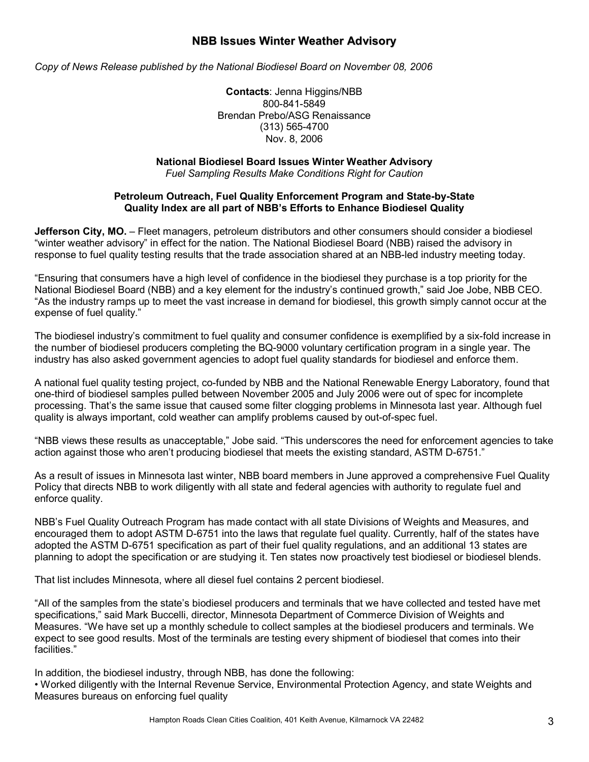## NBB Issues Winter Weather Advisory

*Copy of News Release published by the National Biodiesel Board on November 08, 2006*

**Contacts**: Jenna Higgins/NBB
800-841-5849
Brendan Prebo/ASG Renaissance
(313) 565-4700
Nov. 8, 2006

**National Biodiesel Board Issues Winter Weather Advisory**
*Fuel Sampling Results Make Conditions Right for Caution*

**Petroleum Outreach, Fuel Quality Enforcement Program and State-by-State Quality Index are all part of NBB's Efforts to Enhance Biodiesel Quality**

**Jefferson City, MO.** – Fleet managers, petroleum distributors and other consumers should consider a biodiesel "winter weather advisory" in effect for the nation. The National Biodiesel Board (NBB) raised the advisory in response to fuel quality testing results that the trade association shared at an NBB-led industry meeting today.

"Ensuring that consumers have a high level of confidence in the biodiesel they purchase is a top priority for the National Biodiesel Board (NBB) and a key element for the industry's continued growth," said Joe Jobe, NBB CEO. "As the industry ramps up to meet the vast increase in demand for biodiesel, this growth simply cannot occur at the expense of fuel quality."

The biodiesel industry's commitment to fuel quality and consumer confidence is exemplified by a six-fold increase in the number of biodiesel producers completing the BQ-9000 voluntary certification program in a single year. The industry has also asked government agencies to adopt fuel quality standards for biodiesel and enforce them.

A national fuel quality testing project, co-funded by NBB and the National Renewable Energy Laboratory, found that one-third of biodiesel samples pulled between November 2005 and July 2006 were out of spec for incomplete processing. That's the same issue that caused some filter clogging problems in Minnesota last year. Although fuel quality is always important, cold weather can amplify problems caused by out-of-spec fuel.

"NBB views these results as unacceptable," Jobe said. "This underscores the need for enforcement agencies to take action against those who aren't producing biodiesel that meets the existing standard, ASTM D-6751."

As a result of issues in Minnesota last winter, NBB board members in June approved a comprehensive Fuel Quality Policy that directs NBB to work diligently with all state and federal agencies with authority to regulate fuel and enforce quality.

NBB's Fuel Quality Outreach Program has made contact with all state Divisions of Weights and Measures, and encouraged them to adopt ASTM D-6751 into the laws that regulate fuel quality. Currently, half of the states have adopted the ASTM D-6751 specification as part of their fuel quality regulations, and an additional 13 states are planning to adopt the specification or are studying it. Ten states now proactively test biodiesel or biodiesel blends.

That list includes Minnesota, where all diesel fuel contains 2 percent biodiesel.

"All of the samples from the state's biodiesel producers and terminals that we have collected and tested have met specifications," said Mark Buccelli, director, Minnesota Department of Commerce Division of Weights and Measures. "We have set up a monthly schedule to collect samples at the biodiesel producers and terminals. We expect to see good results. Most of the terminals are testing every shipment of biodiesel that comes into their facilities."

In addition, the biodiesel industry, through NBB, has done the following:

- Worked diligently with the Internal Revenue Service, Environmental Protection Agency, and state Weights and Measures bureaus on enforcing fuel quality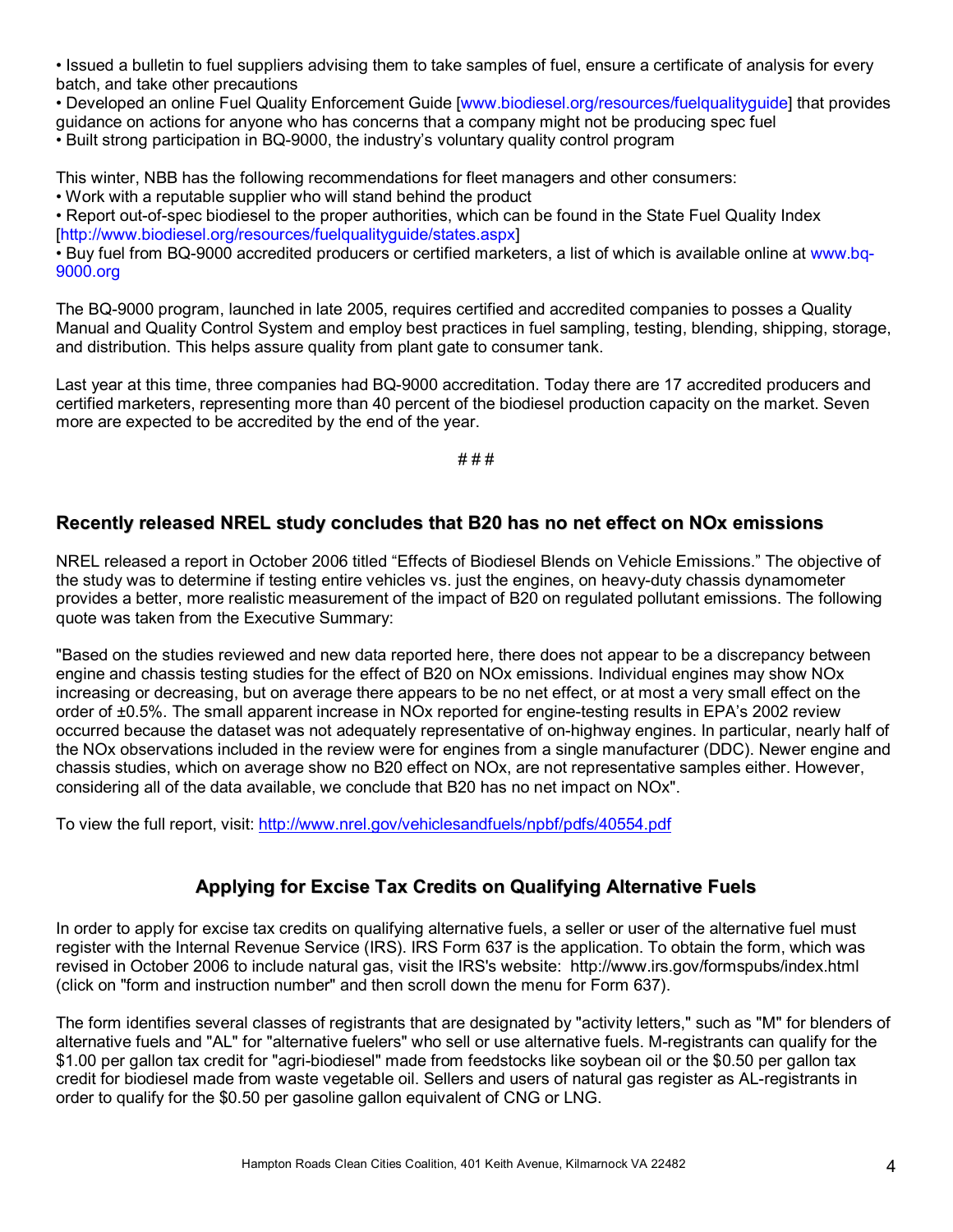- Issued a bulletin to fuel suppliers advising them to take samples of fuel, ensure a certificate of analysis for every batch, and take other precautions
- Developed an online Fuel Quality Enforcement Guide [www.biodiesel.org/resources/fuelqualityguide] that provides guidance on actions for anyone who has concerns that a company might not be producing spec fuel
- Built strong participation in BQ-9000, the industry's voluntary quality control program

This winter, NBB has the following recommendations for fleet managers and other consumers:

- Work with a reputable supplier who will stand behind the product
- Report out-of-spec biodiesel to the proper authorities, which can be found in the State Fuel Quality Index [http://www.biodiesel.org/resources/fuelqualityguide/states.aspx]
- Buy fuel from BQ-9000 accredited producers or certified marketers, a list of which is available online at www.bq-9000.org

The BQ-9000 program, launched in late 2005, requires certified and accredited companies to posses a Quality Manual and Quality Control System and employ best practices in fuel sampling, testing, blending, shipping, storage, and distribution. This helps assure quality from plant gate to consumer tank.

Last year at this time, three companies had BQ-9000 accreditation. Today there are 17 accredited producers and certified marketers, representing more than 40 percent of the biodiesel production capacity on the market. Seven more are expected to be accredited by the end of the year.

# # #

## Recently released NREL study concludes that B20 has no net effect on NOx emissions

NREL released a report in October 2006 titled "Effects of Biodiesel Blends on Vehicle Emissions." The objective of the study was to determine if testing entire vehicles vs. just the engines, on heavy-duty chassis dynamometer provides a better, more realistic measurement of the impact of B20 on regulated pollutant emissions. The following quote was taken from the Executive Summary:

"Based on the studies reviewed and new data reported here, there does not appear to be a discrepancy between engine and chassis testing studies for the effect of B20 on NOx emissions. Individual engines may show NOx increasing or decreasing, but on average there appears to be no net effect, or at most a very small effect on the order of ±0.5%. The small apparent increase in NOx reported for engine-testing results in EPA's 2002 review occurred because the dataset was not adequately representative of on-highway engines. In particular, nearly half of the NOx observations included in the review were for engines from a single manufacturer (DDC). Newer engine and chassis studies, which on average show no B20 effect on NOx, are not representative samples either. However, considering all of the data available, we conclude that B20 has no net impact on NOx".

To view the full report, visit: http://www.nrel.gov/vehiclesandfuels/npbf/pdfs/40554.pdf

## Applying for Excise Tax Credits on Qualifying Alternative Fuels

In order to apply for excise tax credits on qualifying alternative fuels, a seller or user of the alternative fuel must register with the Internal Revenue Service (IRS). IRS Form 637 is the application. To obtain the form, which was revised in October 2006 to include natural gas, visit the IRS's website: http://www.irs.gov/formspubs/index.html (click on "form and instruction number" and then scroll down the menu for Form 637).

The form identifies several classes of registrants that are designated by "activity letters," such as "M" for blenders of alternative fuels and "AL" for "alternative fuelers" who sell or use alternative fuels. M-registrants can qualify for the \$1.00 per gallon tax credit for "agri-biodiesel" made from feedstocks like soybean oil or the \$0.50 per gallon tax credit for biodiesel made from waste vegetable oil. Sellers and users of natural gas register as AL-registrants in order to qualify for the \$0.50 per gasoline gallon equivalent of CNG or LNG.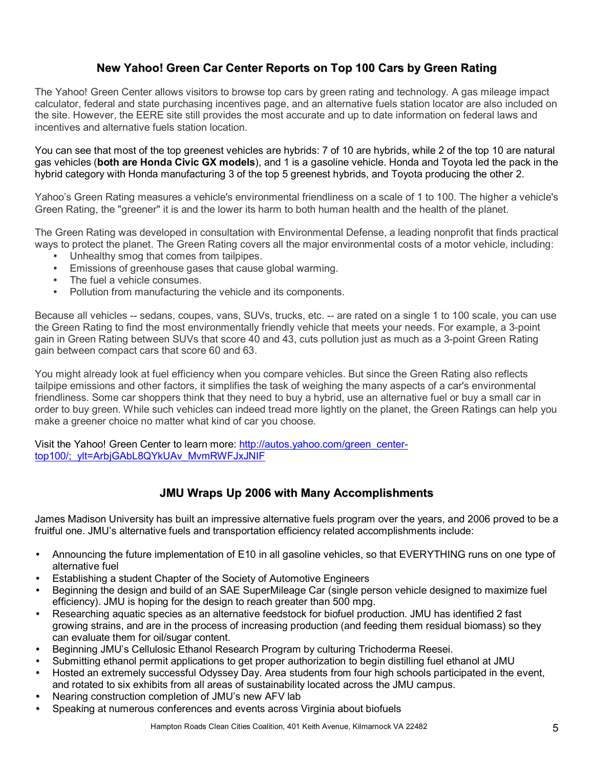## New Yahoo! Green Car Center Reports on Top 100 Cars by Green Rating

The Yahoo! Green Center allows visitors to browse top cars by green rating and technology. A gas mileage impact calculator, federal and state purchasing incentives page, and an alternative fuels station locator are also included on the site. However, the EERE site still provides the most accurate and up to date information on federal laws and incentives and alternative fuels station location.

You can see that most of the top greenest vehicles are hybrids: 7 of 10 are hybrids, while 2 of the top 10 are natural gas vehicles (**both are Honda Civic GX models**), and 1 is a gasoline vehicle. Honda and Toyota led the pack in the hybrid category with Honda manufacturing 3 of the top 5 greenest hybrids, and Toyota producing the other 2.

Yahoo's Green Rating measures a vehicle's environmental friendliness on a scale of 1 to 100. The higher a vehicle's Green Rating, the "greener" it is and the lower its harm to both human health and the health of the planet.

The Green Rating was developed in consultation with Environmental Defense, a leading nonprofit that finds practical ways to protect the planet. The Green Rating covers all the major environmental costs of a motor vehicle, including:

- Unhealthy smog that comes from tailpipes.
- Emissions of greenhouse gases that cause global warming.
- The fuel a vehicle consumes.
- Pollution from manufacturing the vehicle and its components.

Because all vehicles -- sedans, coupes, vans, SUVs, trucks, etc. -- are rated on a single 1 to 100 scale, you can use the Green Rating to find the most environmentally friendly vehicle that meets your needs. For example, a 3-point gain in Green Rating between SUVs that score 40 and 43, cuts pollution just as much as a 3-point Green Rating gain between compact cars that score 60 and 63.

You might already look at fuel efficiency when you compare vehicles. But since the Green Rating also reflects tailpipe emissions and other factors, it simplifies the task of weighing the many aspects of a car's environmental friendliness. Some car shoppers think that they need to buy a hybrid, use an alternative fuel or buy a small car in order to buy green. While such vehicles can indeed tread more lightly on the planet, the Green Ratings can help you make a greener choice no matter what kind of car you choose.

Visit the Yahoo! Green Center to learn more: [http://autos.yahoo.com/green_center-top100/;_ylt=ArbjGAbL8QYkUAv_MvmRWFJxJNIF](http://autos.yahoo.com/green_center-top100/;_ylt=ArbjGAbL8QYkUAv_MvmRWFJxJNIF)

## JMU Wraps Up 2006 with Many Accomplishments

James Madison University has built an impressive alternative fuels program over the years, and 2006 proved to be a fruitful one. JMU's alternative fuels and transportation efficiency related accomplishments include:

- Announcing the future implementation of E10 in all gasoline vehicles, so that EVERYTHING runs on one type of alternative fuel
- Establishing a student Chapter of the Society of Automotive Engineers
- Beginning the design and build of an SAE SuperMileage Car (single person vehicle designed to maximize fuel efficiency). JMU is hoping for the design to reach greater than 500 mpg.
- Researching aquatic species as an alternative feedstock for biofuel production. JMU has identified 2 fast growing strains, and are in the process of increasing production (and feeding them residual biomass) so they can evaluate them for oil/sugar content.
- Beginning JMU's Cellulosic Ethanol Research Program by culturing Trichoderma Reesei.
- Submitting ethanol permit applications to get proper authorization to begin distilling fuel ethanol at JMU
- Hosted an extremely successful Odyssey Day. Area students from four high schools participated in the event, and rotated to six exhibits from all areas of sustainability located across the JMU campus.
- Nearing construction completion of JMU's new AFV lab
- Speaking at numerous conferences and events across Virginia about biofuels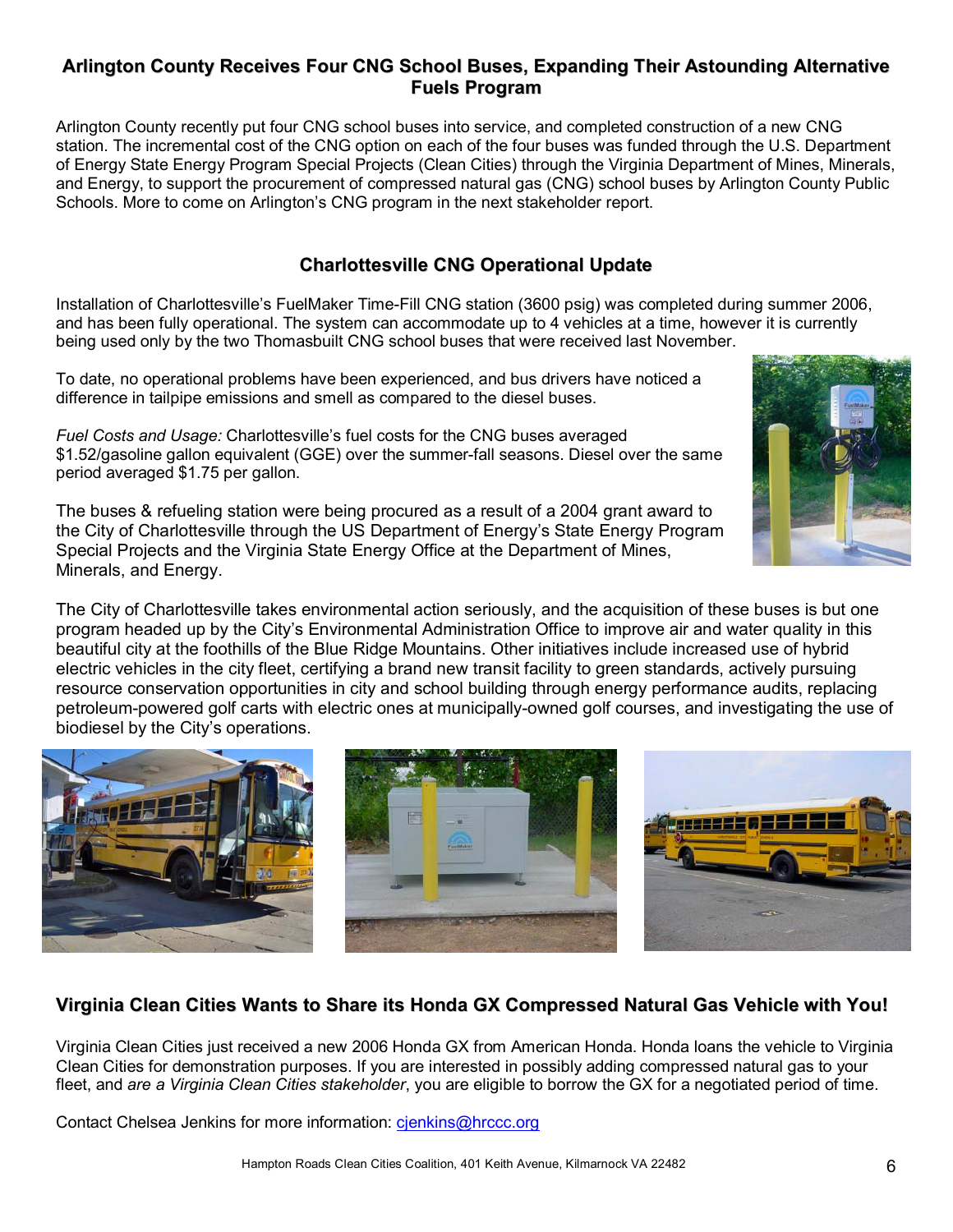## Arlington County Receives Four CNG School Buses, Expanding Their Astounding Alternative Fuels Program

Arlington County recently put four CNG school buses into service, and completed construction of a new CNG station. The incremental cost of the CNG option on each of the four buses was funded through the U.S. Department of Energy State Energy Program Special Projects (Clean Cities) through the Virginia Department of Mines, Minerals, and Energy, to support the procurement of compressed natural gas (CNG) school buses by Arlington County Public Schools. More to come on Arlington's CNG program in the next stakeholder report.

## Charlottesville CNG Operational Update

Installation of Charlottesville's FuelMaker Time-Fill CNG station (3600 psig) was completed during summer 2006, and has been fully operational. The system can accommodate up to 4 vehicles at a time, however it is currently being used only by the two Thomasbuilt CNG school buses that were received last November.

To date, no operational problems have been experienced, and bus drivers have noticed a difference in tailpipe emissions and smell as compared to the diesel buses.

*Fuel Costs and Usage:* Charlottesville's fuel costs for the CNG buses averaged $1.52/gasoline gallon equivalent (GGE) over the summer-fall seasons. Diesel over the same period averaged $1.75 per gallon.

The buses & refueling station were being procured as a result of a 2004 grant award to the City of Charlottesville through the US Department of Energy's State Energy Program Special Projects and the Virginia State Energy Office at the Department of Mines, Minerals, and Energy.

The City of Charlottesville takes environmental action seriously, and the acquisition of these buses is but one program headed up by the City's Environmental Administration Office to improve air and water quality in this beautiful city at the foothills of the Blue Ridge Mountains. Other initiatives include increased use of hybrid electric vehicles in the city fleet, certifying a brand new transit facility to green standards, actively pursuing resource conservation opportunities in city and school building through energy performance audits, replacing petroleum-powered golf carts with electric ones at municipally-owned golf courses, and investigating the use of biodiesel by the City's operations.

## Virginia Clean Cities Wants to Share its Honda GX Compressed Natural Gas Vehicle with You!

Virginia Clean Cities just received a new 2006 Honda GX from American Honda. Honda loans the vehicle to Virginia Clean Cities for demonstration purposes. If you are interested in possibly adding compressed natural gas to your fleet, and *are a Virginia Clean Cities stakeholder*, you are eligible to borrow the GX for a negotiated period of time.

Contact Chelsea Jenkins for more information: cjenkins@hrccc.org

Hampton Roads Clean Cities Coalition, 401 Keith Avenue, Kilmarnock VA 22482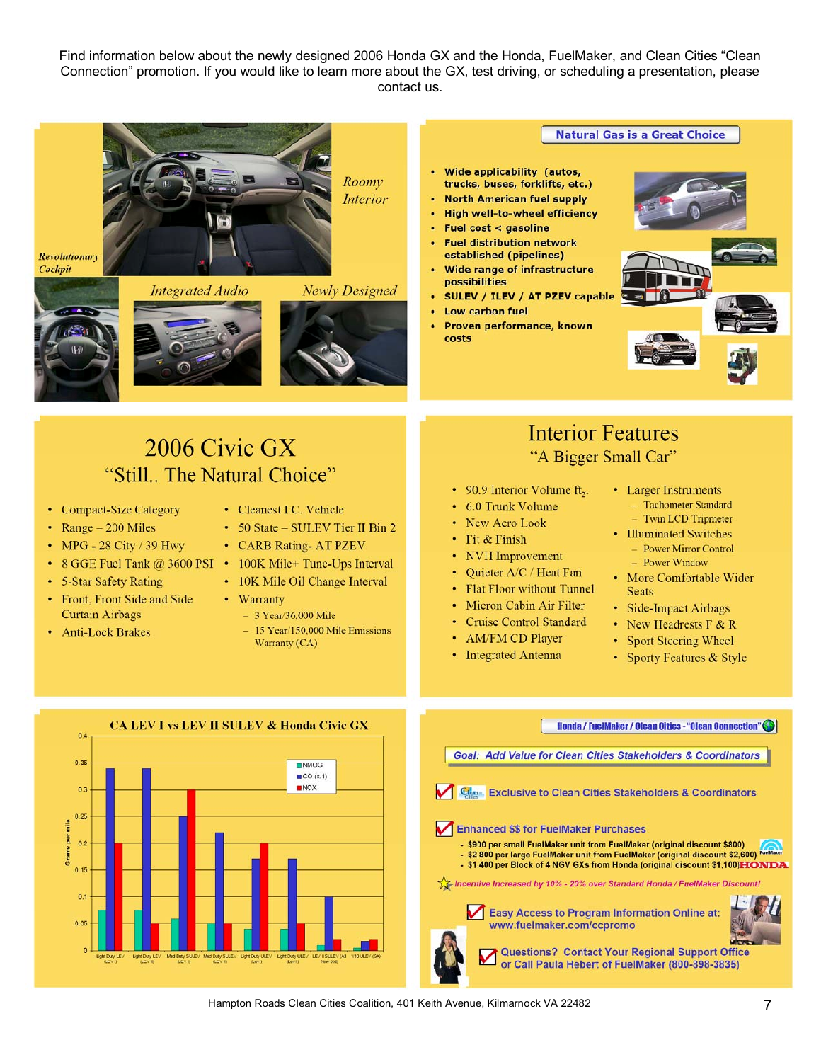Find information below about the newly designed 2006 Honda GX and the Honda, FuelMaker, and Clean Cities "Clean Connection" promotion. If you would like to learn more about the GX, test driving, or scheduling a presentation, please contact us.

*Roomy Interior*

*Revolutionary Cockpit*

*Integrated Audio*

*Newly Designed*

## Natural Gas is a Great Choice

- **Wide applicability (autos, trucks, buses, forklifts, etc.)**
- **North American fuel supply**
- **High well-to-wheel efficiency**
- **Fuel cost < gasoline**
- **Fuel distribution network established (pipelines)**
- **Wide range of infrastructure possibilities**
- **SULEV / ILEV / AT PZEV capable**
- **Low carbon fuel**
- **Proven performance, known costs**

## 2006 Civic GX

### "Still.. The Natural Choice"

- Compact-Size Category
- Range – 200 Miles
- MPG - 28 City / 39 Hwy
- 8 GGE Fuel Tank @ 3600 PSI
- 5-Star Safety Rating
- Front, Front Side and Side Curtain Airbags
- Anti-Lock Brakes
- Cleanest I.C. Vehicle
- 50 State – SULEV Tier II Bin 2
- CARB Rating- AT PZEV
- 100K Mile+ Tune-Ups Interval
- 10K Mile Oil Change Interval
- Warranty
  - 3 Year/36,000 Mile
  - 15 Year/150,000 Mile Emissions Warranty (CA)

## Interior Features

### "A Bigger Small Car"

- 90.9 Interior Volume $ft_3$.
- 6.0 Trunk Volume
- New Aero Look
- Fit & Finish
- NVH Improvement
- Quieter A/C / Heat Fan
- Flat Floor without Tunnel
- Micron Cabin Air Filter
- Cruise Control Standard
- AM/FM CD Player
- Integrated Antenna
- Larger Instruments
  - Tachometer Standard
  - Twin LCD Tripmeter
- Illuminated Switches
  - Power Mirror Control
  - Power Window
- More Comfortable Wider Seats
- Side-Impact Airbags
- New Headrests F & R
- Sport Steering Wheel
- Sporty Features & Style

## CA LEV I vs LEV II SULEV & Honda Civic GX

Grams per mile (legend: NMOG, CO (x.1), NOX)

Categories: Light Duty LEV (LEV I); Light Duty LEV (LEV II); Med Duty SULEV (LEV I); Med Duty SULEV (LEV II); Light Duty ULEV (Lev I); Light Duty ULEV (Lev II); LEV II SULEV (All New Std); 1/10 ULEV (GX)

## Honda / FuelMaker / Clean Cities - "Clean Connection"

**Goal: Add Value for Clean Cities Stakeholders & Coordinators**

**Exclusive to Clean Cities Stakeholders & Coordinators**

**Enhanced $$ for FuelMaker Purchases**

- $900 per small FuelMaker unit from FuelMaker (original discount $800)
- $2,800 per large FuelMaker unit from FuelMaker (original discount $2,600)
- $1,400 per Block of 4 NGV GXs from Honda (original discount $1,100)

*Incentive Increased by 10% - 20% over Standard Honda / FuelMaker Discount!*

**Easy Access to Program Information Online at: www.fuelmaker.com/ccpromo**

**Questions? Contact Your Regional Support Office or Call Paula Hebert of FuelMaker (800-898-3835)**

Hampton Roads Clean Cities Coalition, 401 Keith Avenue, Kilmarnock VA 22482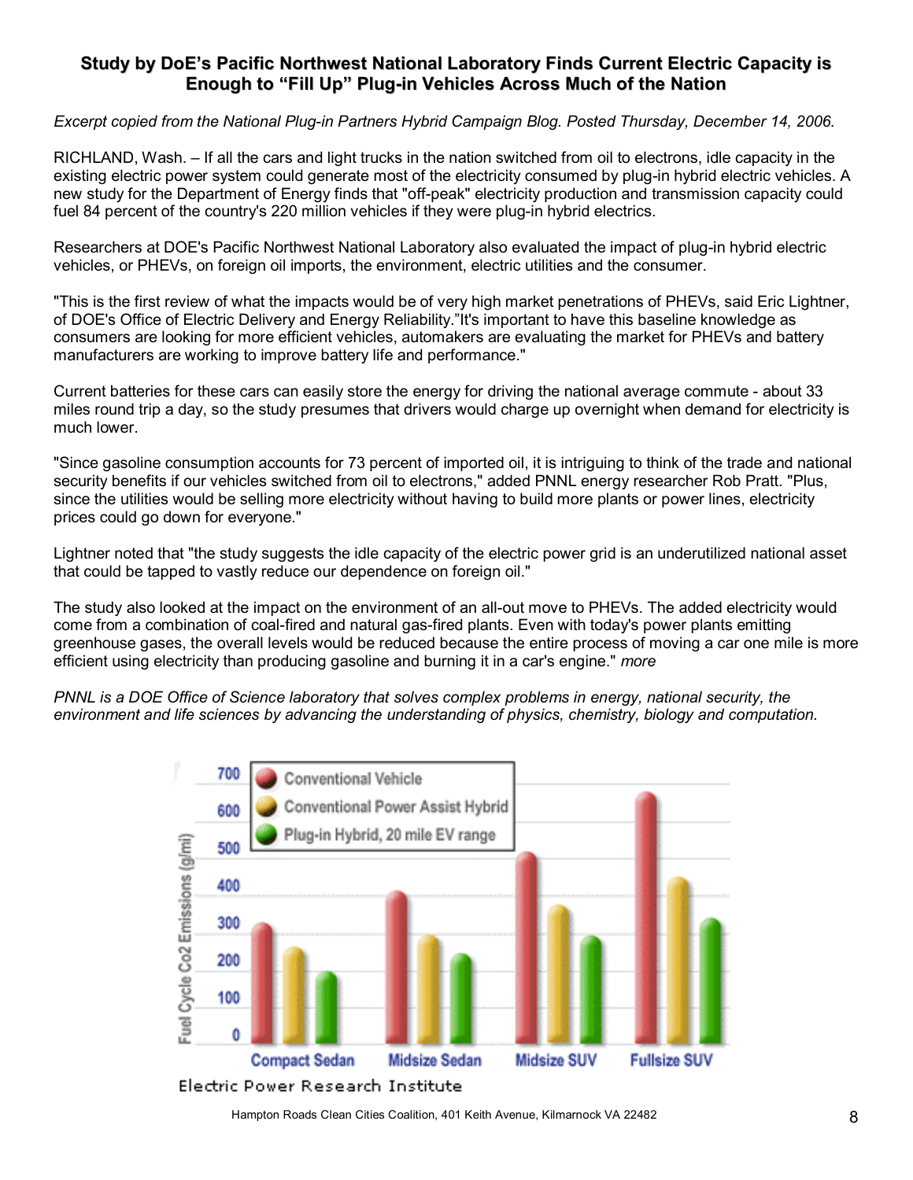## Study by DoE's Pacific Northwest National Laboratory Finds Current Electric Capacity is Enough to "Fill Up" Plug-in Vehicles Across Much of the Nation

*Excerpt copied from the National Plug-in Partners Hybrid Campaign Blog. Posted Thursday, December 14, 2006.*

RICHLAND, Wash. – If all the cars and light trucks in the nation switched from oil to electrons, idle capacity in the existing electric power system could generate most of the electricity consumed by plug-in hybrid electric vehicles. A new study for the Department of Energy finds that "off-peak" electricity production and transmission capacity could fuel 84 percent of the country's 220 million vehicles if they were plug-in hybrid electrics.

Researchers at DOE's Pacific Northwest National Laboratory also evaluated the impact of plug-in hybrid electric vehicles, or PHEVs, on foreign oil imports, the environment, electric utilities and the consumer.

"This is the first review of what the impacts would be of very high market penetrations of PHEVs, said Eric Lightner, of DOE's Office of Electric Delivery and Energy Reliability."It's important to have this baseline knowledge as consumers are looking for more efficient vehicles, automakers are evaluating the market for PHEVs and battery manufacturers are working to improve battery life and performance."

Current batteries for these cars can easily store the energy for driving the national average commute - about 33 miles round trip a day, so the study presumes that drivers would charge up overnight when demand for electricity is much lower.

"Since gasoline consumption accounts for 73 percent of imported oil, it is intriguing to think of the trade and national security benefits if our vehicles switched from oil to electrons," added PNNL energy researcher Rob Pratt. "Plus, since the utilities would be selling more electricity without having to build more plants or power lines, electricity prices could go down for everyone."

Lightner noted that "the study suggests the idle capacity of the electric power grid is an underutilized national asset that could be tapped to vastly reduce our dependence on foreign oil."

The study also looked at the impact on the environment of an all-out move to PHEVs. The added electricity would come from a combination of coal-fired and natural gas-fired plants. Even with today's power plants emitting greenhouse gases, the overall levels would be reduced because the entire process of moving a car one mile is more efficient using electricity than producing gasoline and burning it in a car's engine." *more*

*PNNL is a DOE Office of Science laboratory that solves complex problems in energy, national security, the environment and life sciences by advancing the understanding of physics, chemistry, biology and computation.*

Electric Power Research Institute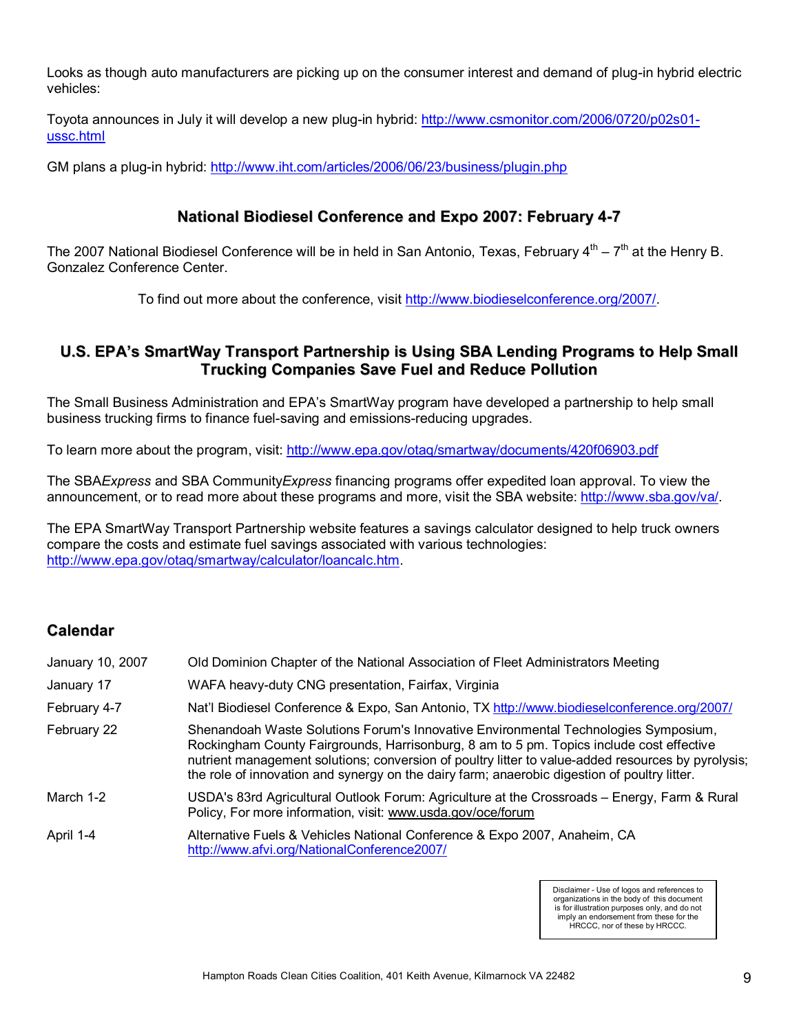Looks as though auto manufacturers are picking up on the consumer interest and demand of plug-in hybrid electric vehicles:

Toyota announces in July it will develop a new plug-in hybrid: http://www.csmonitor.com/2006/0720/p02s01-ussc.html

GM plans a plug-in hybrid: http://www.iht.com/articles/2006/06/23/business/plugin.php

## National Biodiesel Conference and Expo 2007: February 4-7

The 2007 National Biodiesel Conference will be in held in San Antonio, Texas, February 4th – 7th at the Henry B. Gonzalez Conference Center.

To find out more about the conference, visit http://www.biodieselconference.org/2007/.

## U.S. EPA's SmartWay Transport Partnership is Using SBA Lending Programs to Help Small Trucking Companies Save Fuel and Reduce Pollution

The Small Business Administration and EPA's SmartWay program have developed a partnership to help small business trucking firms to finance fuel-saving and emissions-reducing upgrades.

To learn more about the program, visit: http://www.epa.gov/otaq/smartway/documents/420f06903.pdf

The SBA*Express* and SBA Community*Express* financing programs offer expedited loan approval. To view the announcement, or to read more about these programs and more, visit the SBA website: http://www.sba.gov/va/.

The EPA SmartWay Transport Partnership website features a savings calculator designed to help truck owners compare the costs and estimate fuel savings associated with various technologies: http://www.epa.gov/otaq/smartway/calculator/loancalc.htm.

## Calendar

| | |
|---|---|
| January 10, 2007 | Old Dominion Chapter of the National Association of Fleet Administrators Meeting |
| January 17 | WAFA heavy-duty CNG presentation, Fairfax, Virginia |
| February 4-7 | Nat'l Biodiesel Conference & Expo, San Antonio, TX http://www.biodieselconference.org/2007/ |
| February 22 | Shenandoah Waste Solutions Forum's Innovative Environmental Technologies Symposium, Rockingham County Fairgrounds, Harrisonburg, 8 am to 5 pm. Topics include cost effective nutrient management solutions; conversion of poultry litter to value-added resources by pyrolysis; the role of innovation and synergy on the dairy farm; anaerobic digestion of poultry litter. |
| March 1-2 | USDA's 83rd Agricultural Outlook Forum: Agriculture at the Crossroads – Energy, Farm & Rural Policy, For more information, visit: www.usda.gov/oce/forum |
| April 1-4 | Alternative Fuels & Vehicles National Conference & Expo 2007, Anaheim, CA http://www.afvi.org/NationalConference2007/ |

Disclaimer - Use of logos and references to organizations in the body of this document is for illustration purposes only, and do not imply an endorsement from these for the HRCCC, nor of these by HRCCC.

Hampton Roads Clean Cities Coalition, 401 Keith Avenue, Kilmarnock VA 22482